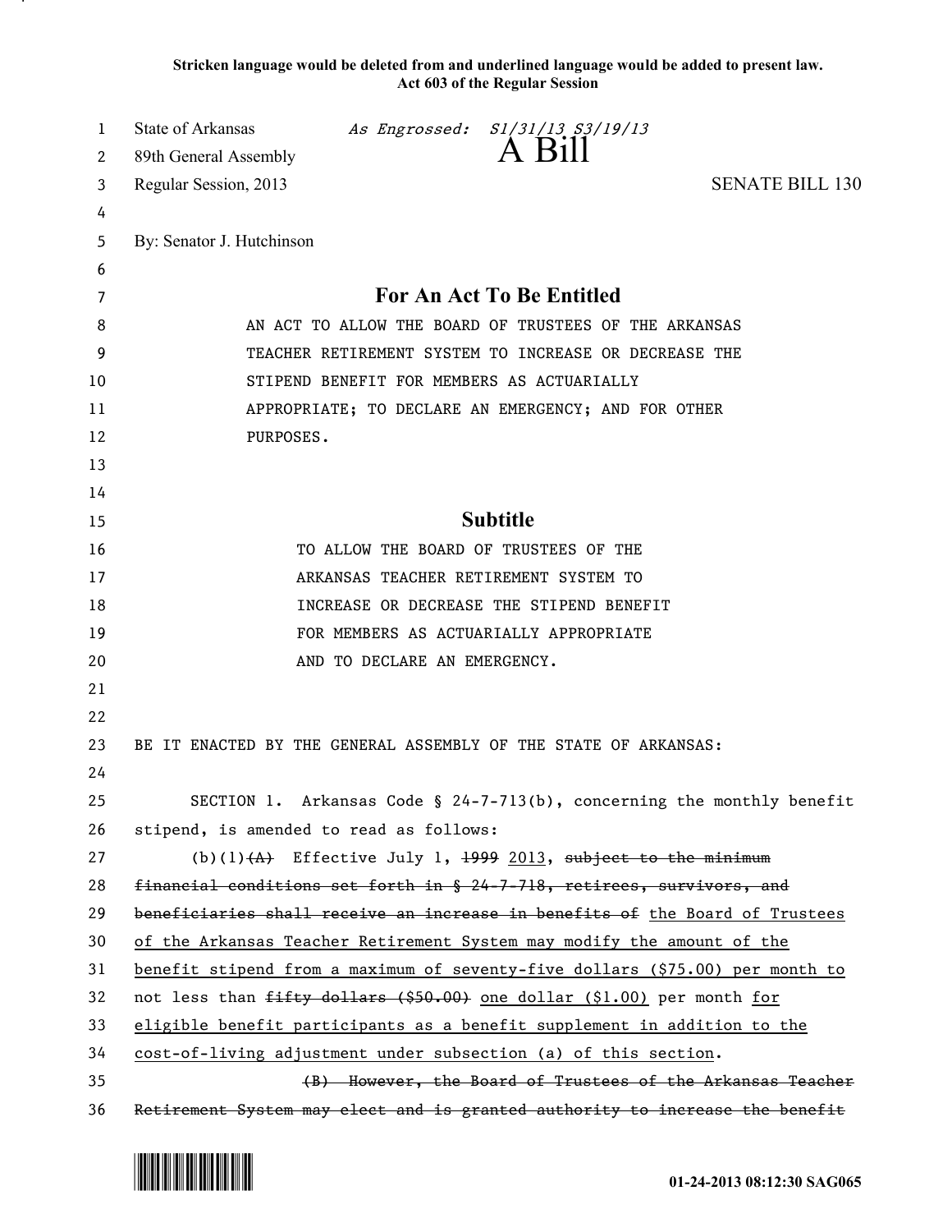**Stricken language would be deleted from and underlined language would be added to present law.**
**Act 603 of the Regular Session**

State of Arkansas *As Engrossed: S1/31/13 S3/19/13*
89th General Assembly
Regular Session, 2013

# A Bill

SENATE BILL 130

By: Senator J. Hutchinson

## For An Act To Be Entitled

AN ACT TO ALLOW THE BOARD OF TRUSTEES OF THE ARKANSAS TEACHER RETIREMENT SYSTEM TO INCREASE OR DECREASE THE STIPEND BENEFIT FOR MEMBERS AS ACTUARIALLY APPROPRIATE; TO DECLARE AN EMERGENCY; AND FOR OTHER PURPOSES.

## Subtitle

TO ALLOW THE BOARD OF TRUSTEES OF THE ARKANSAS TEACHER RETIREMENT SYSTEM TO INCREASE OR DECREASE THE STIPEND BENEFIT FOR MEMBERS AS ACTUARIALLY APPROPRIATE AND TO DECLARE AN EMERGENCY.

BE IT ENACTED BY THE GENERAL ASSEMBLY OF THE STATE OF ARKANSAS:

SECTION 1. Arkansas Code § 24-7-713(b), concerning the monthly benefit stipend, is amended to read as follows:

(b)(1) ~~(A)~~ Effective July 1, ~~1999~~ 2013, ~~subject to the minimum financial conditions set forth in § 24-7-718, retirees, survivors, and beneficiaries shall receive an increase in benefits of~~ the Board of Trustees of the Arkansas Teacher Retirement System may modify the amount of the benefit stipend from a maximum of seventy-five dollars ($75.00) per month to not less than ~~fifty dollars ($50.00)~~ one dollar ($1.00) per month for eligible benefit participants as a benefit supplement in addition to the cost-of-living adjustment under subsection (a) of this section.

~~(B) However, the Board of Trustees of the Arkansas Teacher Retirement System may elect and is granted authority to increase the benefit~~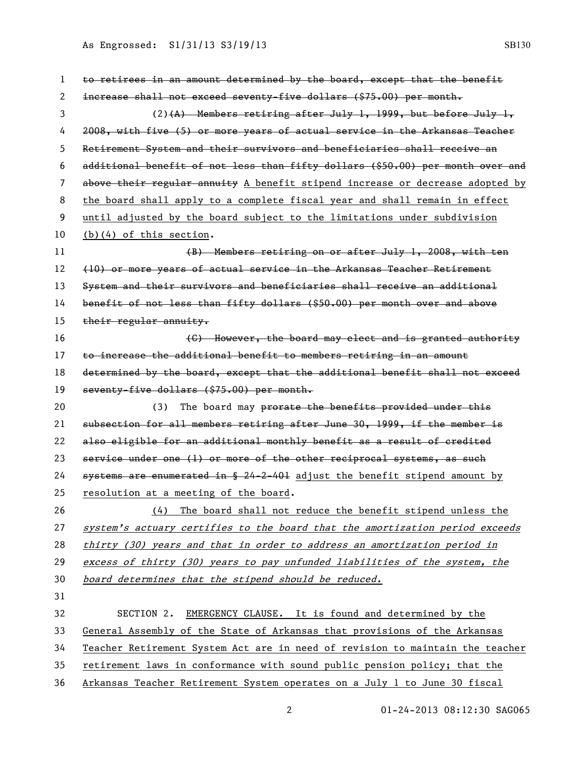~~to retirees in an amount determined by the board, except that the benefit increase shall not exceed seventy-five dollars ($75.00) per month.~~

(2)~~(A) Members retiring after July 1, 1999, but before July 1, 2008, with five (5) or more years of actual service in the Arkansas Teacher Retirement System and their survivors and beneficiaries shall receive an additional benefit of not less than fifty dollars ($50.00) per month over and above their regular annuity~~ A benefit stipend increase or decrease adopted by the board shall apply to a complete fiscal year and shall remain in effect until adjusted by the board subject to the limitations under subdivision (b)(4) of this section.

~~(B) Members retiring on or after July 1, 2008, with ten (10) or more years of actual service in the Arkansas Teacher Retirement System and their survivors and beneficiaries shall receive an additional benefit of not less than fifty dollars ($50.00) per month over and above their regular annuity.~~

~~(C) However, the board may elect and is granted authority to increase the additional benefit to members retiring in an amount determined by the board, except that the additional benefit shall not exceed seventy-five dollars ($75.00) per month.~~

(3) The board may ~~prorate the benefits provided under this subsection for all members retiring after June 30, 1999, if the member is also eligible for an additional monthly benefit as a result of credited service under one (1) or more of the other reciprocal systems, as such systems are enumerated in § 24-2-401~~ adjust the benefit stipend amount by resolution at a meeting of the board.

(4) The board shall not reduce the benefit stipend unless the *system's actuary certifies to the board that the amortization period exceeds thirty (30) years and that in order to address an amortization period in excess of thirty (30) years to pay unfunded liabilities of the system, the board determines that the stipend should be reduced.*

SECTION 2. EMERGENCY CLAUSE. It is found and determined by the General Assembly of the State of Arkansas that provisions of the Arkansas Teacher Retirement System Act are in need of revision to maintain the teacher retirement laws in conformance with sound public pension policy; that the Arkansas Teacher Retirement System operates on a July 1 to June 30 fiscal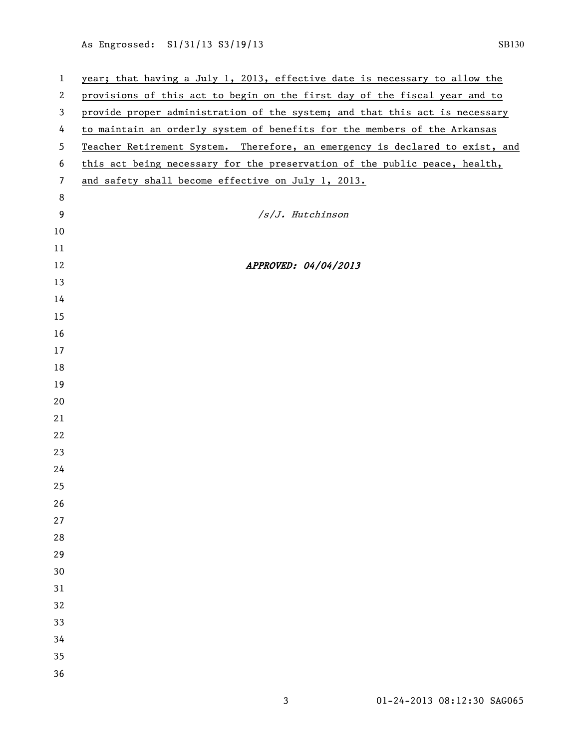year; that having a July 1, 2013, effective date is necessary to allow the provisions of this act to begin on the first day of the fiscal year and to provide proper administration of the system; and that this act is necessary to maintain an orderly system of benefits for the members of the Arkansas Teacher Retirement System. Therefore, an emergency is declared to exist, and this act being necessary for the preservation of the public peace, health, and safety shall become effective on July 1, 2013.

*/s/J. Hutchinson*

***APPROVED: 04/04/2013***